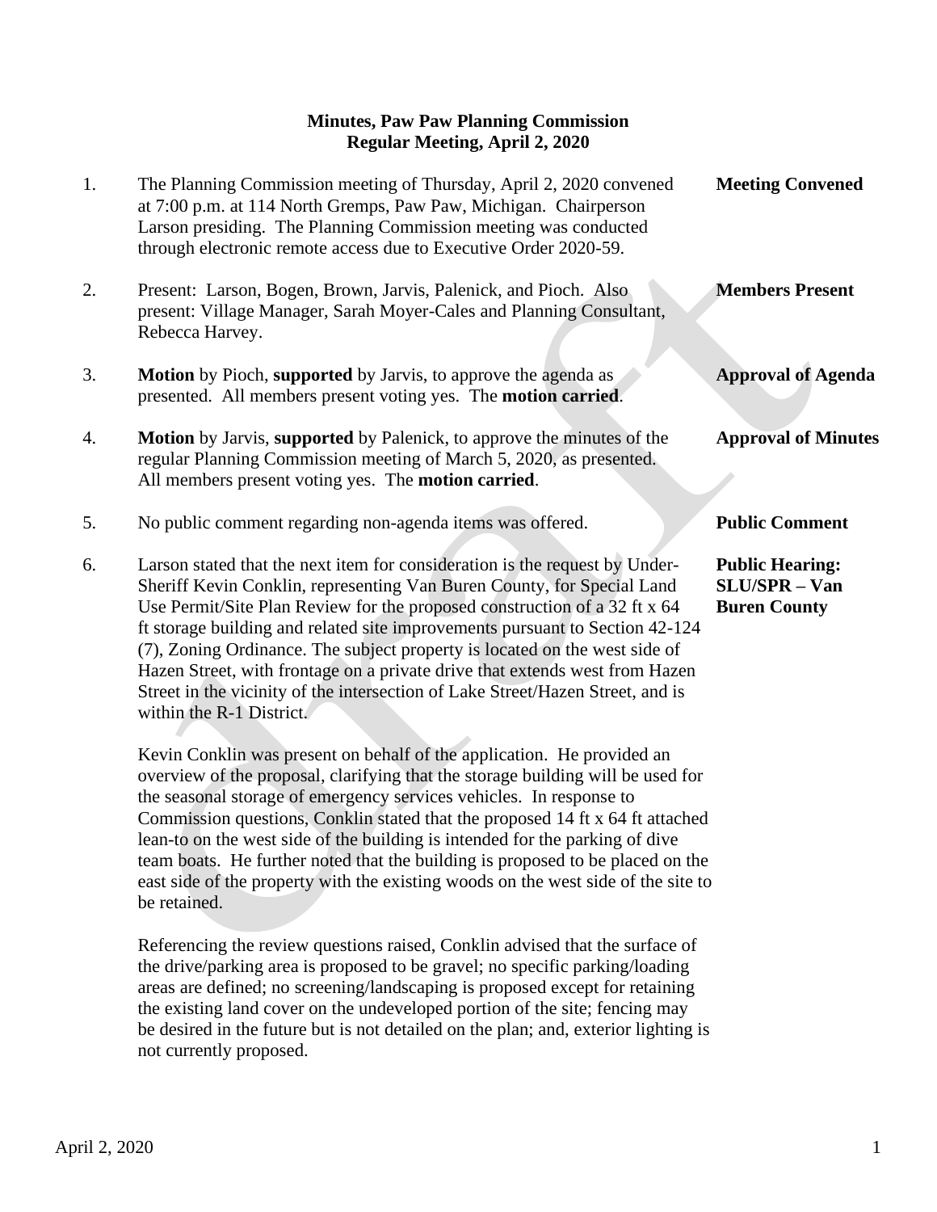**Minutes, Paw Paw Planning Commission**
**Regular Meeting, April 2, 2020**

1. The Planning Commission meeting of Thursday, April 2, 2020 convened at 7:00 p.m. at 114 North Gremps, Paw Paw, Michigan. Chairperson Larson presiding. The Planning Commission meeting was conducted through electronic remote access due to Executive Order 2020-59. **Meeting Convened**

2. Present: Larson, Bogen, Brown, Jarvis, Palenick, and Pioch. Also present: Village Manager, Sarah Moyer-Cales and Planning Consultant, Rebecca Harvey. **Members Present**

3. **Motion** by Pioch, **supported** by Jarvis, to approve the agenda as presented. All members present voting yes. The **motion carried**. **Approval of Agenda**

4. **Motion** by Jarvis, **supported** by Palenick, to approve the minutes of the regular Planning Commission meeting of March 5, 2020, as presented. All members present voting yes. The **motion carried**. **Approval of Minutes**

5. No public comment regarding non-agenda items was offered. **Public Comment**

6. Larson stated that the next item for consideration is the request by Under-Sheriff Kevin Conklin, representing Van Buren County, for Special Land Use Permit/Site Plan Review for the proposed construction of a 32 ft x 64 ft storage building and related site improvements pursuant to Section 42-124 (7), Zoning Ordinance. The subject property is located on the west side of Hazen Street, with frontage on a private drive that extends west from Hazen Street in the vicinity of the intersection of Lake Street/Hazen Street, and is within the R-1 District. **Public Hearing: SLU/SPR – Van Buren County**

   Kevin Conklin was present on behalf of the application. He provided an overview of the proposal, clarifying that the storage building will be used for the seasonal storage of emergency services vehicles. In response to Commission questions, Conklin stated that the proposed 14 ft x 64 ft attached lean-to on the west side of the building is intended for the parking of dive team boats. He further noted that the building is proposed to be placed on the east side of the property with the existing woods on the west side of the site to be retained.

   Referencing the review questions raised, Conklin advised that the surface of the drive/parking area is proposed to be gravel; no specific parking/loading areas are defined; no screening/landscaping is proposed except for retaining the existing land cover on the undeveloped portion of the site; fencing may be desired in the future but is not detailed on the plan; and, exterior lighting is not currently proposed.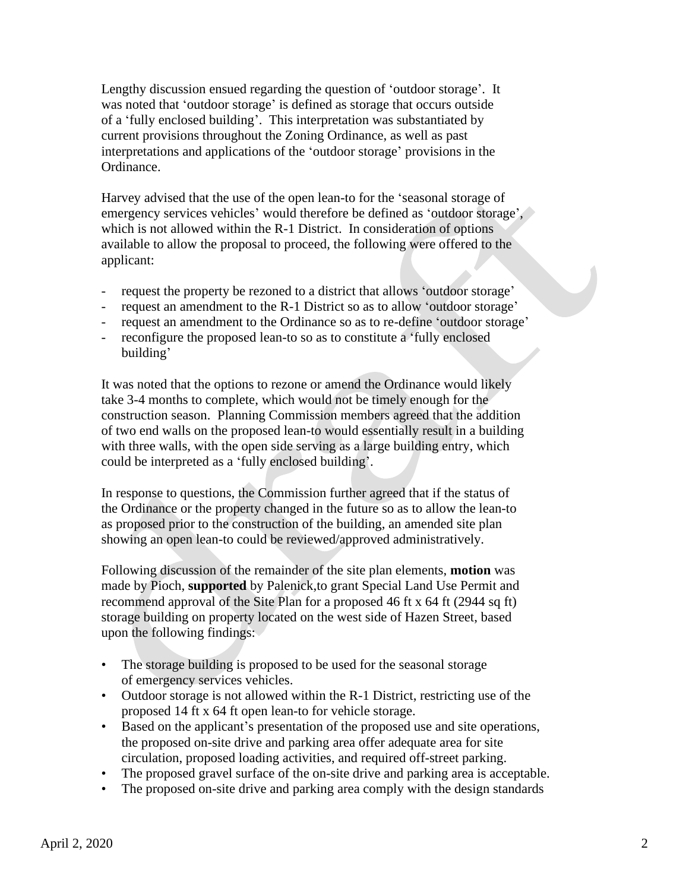Lengthy discussion ensued regarding the question of 'outdoor storage'. It was noted that 'outdoor storage' is defined as storage that occurs outside of a 'fully enclosed building'. This interpretation was substantiated by current provisions throughout the Zoning Ordinance, as well as past interpretations and applications of the 'outdoor storage' provisions in the Ordinance.

Harvey advised that the use of the open lean-to for the 'seasonal storage of emergency services vehicles' would therefore be defined as 'outdoor storage', which is not allowed within the R-1 District. In consideration of options available to allow the proposal to proceed, the following were offered to the applicant:

- request the property be rezoned to a district that allows 'outdoor storage'
- request an amendment to the R-1 District so as to allow 'outdoor storage'
- request an amendment to the Ordinance so as to re-define 'outdoor storage'
- reconfigure the proposed lean-to so as to constitute a 'fully enclosed building'

It was noted that the options to rezone or amend the Ordinance would likely take 3-4 months to complete, which would not be timely enough for the construction season. Planning Commission members agreed that the addition of two end walls on the proposed lean-to would essentially result in a building with three walls, with the open side serving as a large building entry, which could be interpreted as a 'fully enclosed building'.

In response to questions, the Commission further agreed that if the status of the Ordinance or the property changed in the future so as to allow the lean-to as proposed prior to the construction of the building, an amended site plan showing an open lean-to could be reviewed/approved administratively.

Following discussion of the remainder of the site plan elements, **motion** was made by Pioch, **supported** by Palenick,to grant Special Land Use Permit and recommend approval of the Site Plan for a proposed 46 ft x 64 ft (2944 sq ft) storage building on property located on the west side of Hazen Street, based upon the following findings:

- The storage building is proposed to be used for the seasonal storage of emergency services vehicles.
- Outdoor storage is not allowed within the R-1 District, restricting use of the proposed 14 ft x 64 ft open lean-to for vehicle storage.
- Based on the applicant's presentation of the proposed use and site operations, the proposed on-site drive and parking area offer adequate area for site circulation, proposed loading activities, and required off-street parking.
- The proposed gravel surface of the on-site drive and parking area is acceptable.
- The proposed on-site drive and parking area comply with the design standards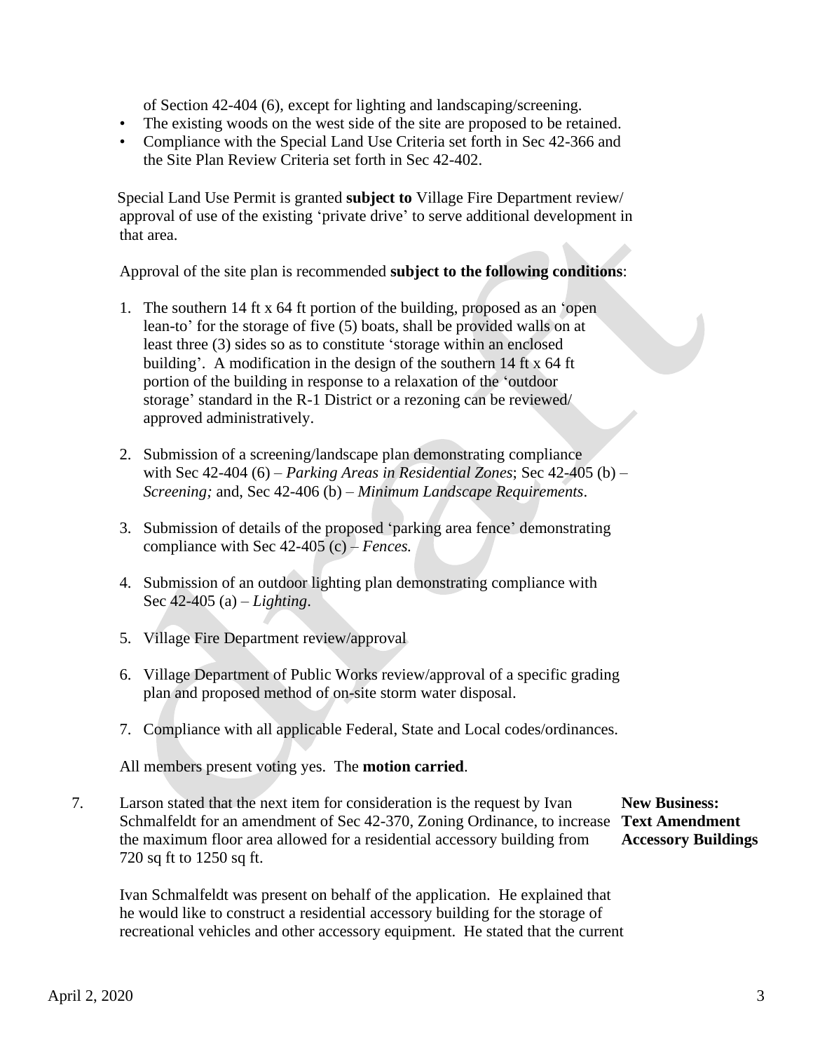of Section 42-404 (6), except for lighting and landscaping/screening.

- The existing woods on the west side of the site are proposed to be retained.
- Compliance with the Special Land Use Criteria set forth in Sec 42-366 and the Site Plan Review Criteria set forth in Sec 42-402.

Special Land Use Permit is granted **subject to** Village Fire Department review/ approval of use of the existing 'private drive' to serve additional development in that area.

Approval of the site plan is recommended **subject to the following conditions**:

1. The southern 14 ft x 64 ft portion of the building, proposed as an 'open lean-to' for the storage of five (5) boats, shall be provided walls on at least three (3) sides so as to constitute 'storage within an enclosed building'. A modification in the design of the southern 14 ft x 64 ft portion of the building in response to a relaxation of the 'outdoor storage' standard in the R-1 District or a rezoning can be reviewed/ approved administratively.
2. Submission of a screening/landscape plan demonstrating compliance with Sec 42-404 (6) – *Parking Areas in Residential Zones*; Sec 42-405 (b) – *Screening;* and, Sec 42-406 (b) – *Minimum Landscape Requirements*.
3. Submission of details of the proposed 'parking area fence' demonstrating compliance with Sec 42-405 (c) – *Fences.*
4. Submission of an outdoor lighting plan demonstrating compliance with Sec 42-405 (a) – *Lighting*.
5. Village Fire Department review/approval
6. Village Department of Public Works review/approval of a specific grading plan and proposed method of on-site storm water disposal.
7. Compliance with all applicable Federal, State and Local codes/ordinances.

All members present voting yes. The **motion carried**.

**New Business: Text Amendment Accessory Buildings**

7. Larson stated that the next item for consideration is the request by Ivan Schmalfeldt for an amendment of Sec 42-370, Zoning Ordinance, to increase the maximum floor area allowed for a residential accessory building from 720 sq ft to 1250 sq ft.

Ivan Schmalfeldt was present on behalf of the application. He explained that he would like to construct a residential accessory building for the storage of recreational vehicles and other accessory equipment. He stated that the current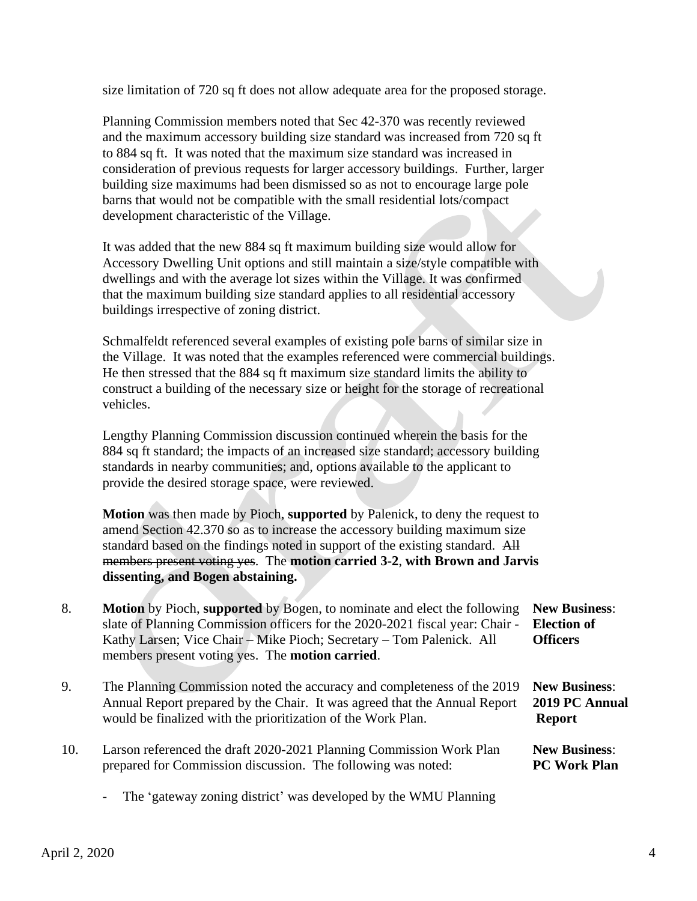size limitation of 720 sq ft does not allow adequate area for the proposed storage.

Planning Commission members noted that Sec 42-370 was recently reviewed and the maximum accessory building size standard was increased from 720 sq ft to 884 sq ft. It was noted that the maximum size standard was increased in consideration of previous requests for larger accessory buildings. Further, larger building size maximums had been dismissed so as not to encourage large pole barns that would not be compatible with the small residential lots/compact development characteristic of the Village.

It was added that the new 884 sq ft maximum building size would allow for Accessory Dwelling Unit options and still maintain a size/style compatible with dwellings and with the average lot sizes within the Village. It was confirmed that the maximum building size standard applies to all residential accessory buildings irrespective of zoning district.

Schmalfeldt referenced several examples of existing pole barns of similar size in the Village. It was noted that the examples referenced were commercial buildings. He then stressed that the 884 sq ft maximum size standard limits the ability to construct a building of the necessary size or height for the storage of recreational vehicles.

Lengthy Planning Commission discussion continued wherein the basis for the 884 sq ft standard; the impacts of an increased size standard; accessory building standards in nearby communities; and, options available to the applicant to provide the desired storage space, were reviewed.

**Motion** was then made by Pioch, **supported** by Palenick, to deny the request to amend Section 42.370 so as to increase the accessory building maximum size standard based on the findings noted in support of the existing standard. ~~All members present voting yes~~. The **motion carried 3-2**, **with Brown and Jarvis dissenting, and Bogen abstaining.**

8. **Motion** by Pioch, **supported** by Bogen, to nominate and elect the following slate of Planning Commission officers for the 2020-2021 fiscal year: Chair - Kathy Larsen; Vice Chair – Mike Pioch; Secretary – Tom Palenick. All members present voting yes. The **motion carried**. **New Business: Election of Officers**

9. The Planning Commission noted the accuracy and completeness of the 2019 Annual Report prepared by the Chair. It was agreed that the Annual Report would be finalized with the prioritization of the Work Plan. **New Business: 2019 PC Annual Report**

10. Larson referenced the draft 2020-2021 Planning Commission Work Plan prepared for Commission discussion. The following was noted: **New Business: PC Work Plan**

- The 'gateway zoning district' was developed by the WMU Planning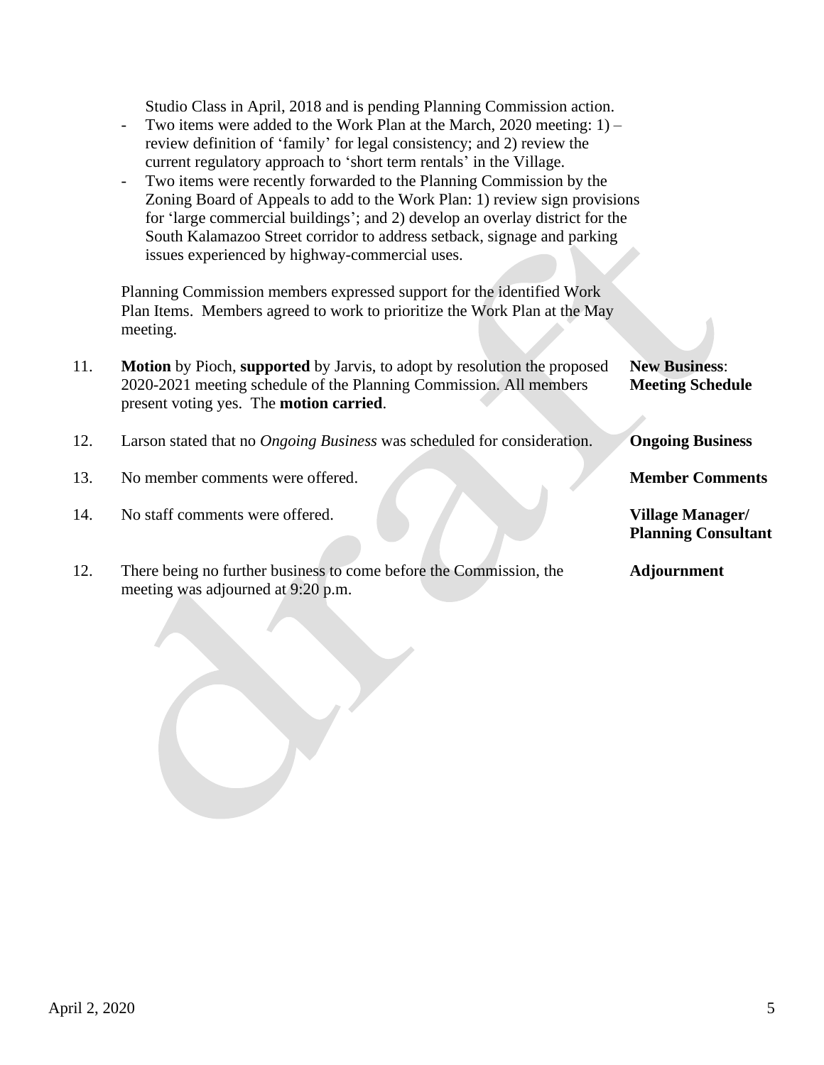Studio Class in April, 2018 and is pending Planning Commission action.

- Two items were added to the Work Plan at the March, 2020 meeting: 1) – review definition of 'family' for legal consistency; and 2) review the current regulatory approach to 'short term rentals' in the Village.
- Two items were recently forwarded to the Planning Commission by the Zoning Board of Appeals to add to the Work Plan: 1) review sign provisions for 'large commercial buildings'; and 2) develop an overlay district for the South Kalamazoo Street corridor to address setback, signage and parking issues experienced by highway-commercial uses.

Planning Commission members expressed support for the identified Work Plan Items. Members agreed to work to prioritize the Work Plan at the May meeting.

11. **Motion** by Pioch, **supported** by Jarvis, to adopt by resolution the proposed 2020-2021 meeting schedule of the Planning Commission. All members present voting yes. The **motion carried**. — **New Business**: **Meeting Schedule**

12. Larson stated that no *Ongoing Business* was scheduled for consideration. — **Ongoing Business**

13. No member comments were offered. — **Member Comments**

14. No staff comments were offered. — **Village Manager/ Planning Consultant**

12. There being no further business to come before the Commission, the meeting was adjourned at 9:20 p.m. — **Adjournment**

April 2, 2020